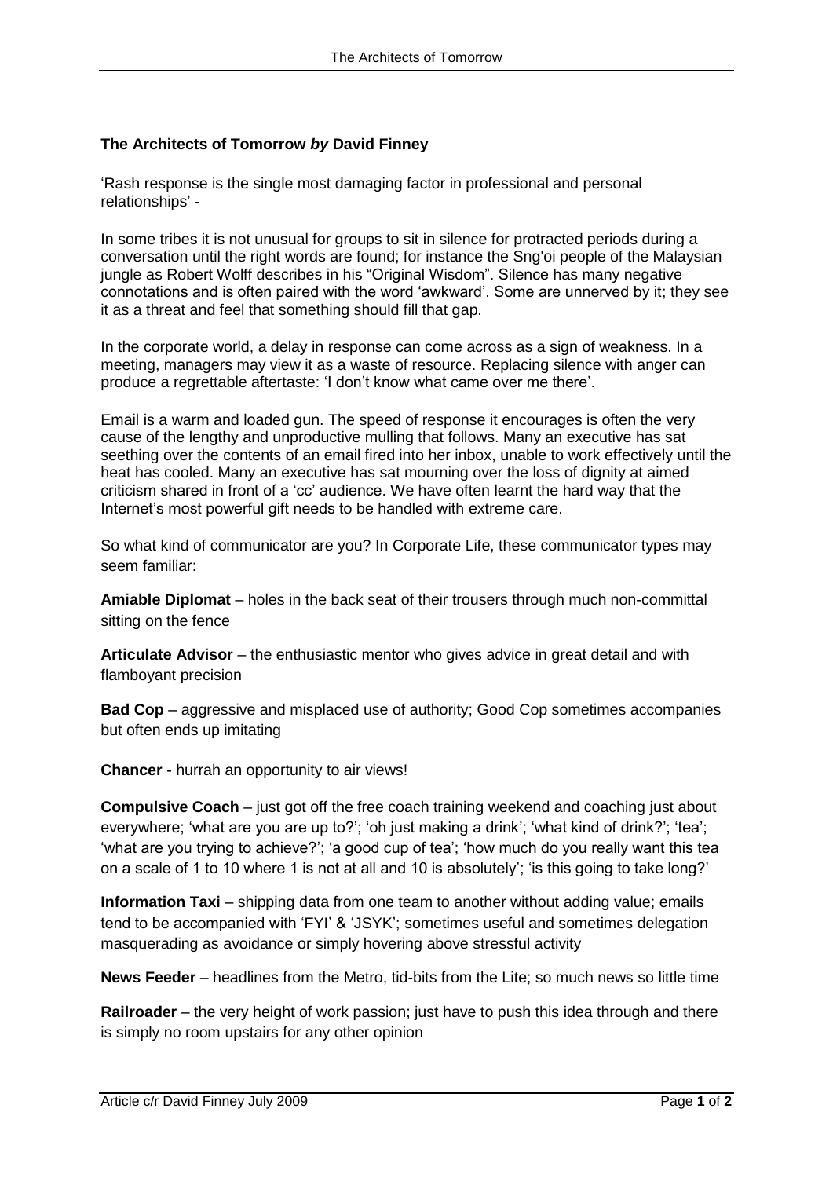**The Architects of Tomorrow** ***by*** **David Finney**

'Rash response is the single most damaging factor in professional and personal relationships' -

In some tribes it is not unusual for groups to sit in silence for protracted periods during a conversation until the right words are found; for instance the Sng'oi people of the Malaysian jungle as Robert Wolff describes in his "Original Wisdom". Silence has many negative connotations and is often paired with the word 'awkward'. Some are unnerved by it; they see it as a threat and feel that something should fill that gap.

In the corporate world, a delay in response can come across as a sign of weakness. In a meeting, managers may view it as a waste of resource. Replacing silence with anger can produce a regrettable aftertaste: 'I don't know what came over me there'.

Email is a warm and loaded gun. The speed of response it encourages is often the very cause of the lengthy and unproductive mulling that follows. Many an executive has sat seething over the contents of an email fired into her inbox, unable to work effectively until the heat has cooled. Many an executive has sat mourning over the loss of dignity at aimed criticism shared in front of a 'cc' audience. We have often learnt the hard way that the Internet's most powerful gift needs to be handled with extreme care.

So what kind of communicator are you? In Corporate Life, these communicator types may seem familiar:

**Amiable Diplomat** – holes in the back seat of their trousers through much non-committal sitting on the fence

**Articulate Advisor** – the enthusiastic mentor who gives advice in great detail and with flamboyant precision

**Bad Cop** – aggressive and misplaced use of authority; Good Cop sometimes accompanies but often ends up imitating

**Chancer** - hurrah an opportunity to air views!

**Compulsive Coach** – just got off the free coach training weekend and coaching just about everywhere; 'what are you are up to?'; 'oh just making a drink'; 'what kind of drink?'; 'tea'; 'what are you trying to achieve?'; 'a good cup of tea'; 'how much do you really want this tea on a scale of 1 to 10 where 1 is not at all and 10 is absolutely'; 'is this going to take long?'

**Information Taxi** – shipping data from one team to another without adding value; emails tend to be accompanied with 'FYI' & 'JSYK'; sometimes useful and sometimes delegation masquerading as avoidance or simply hovering above stressful activity

**News Feeder** – headlines from the Metro, tid-bits from the Lite; so much news so little time

**Railroader** – the very height of work passion; just have to push this idea through and there is simply no room upstairs for any other opinion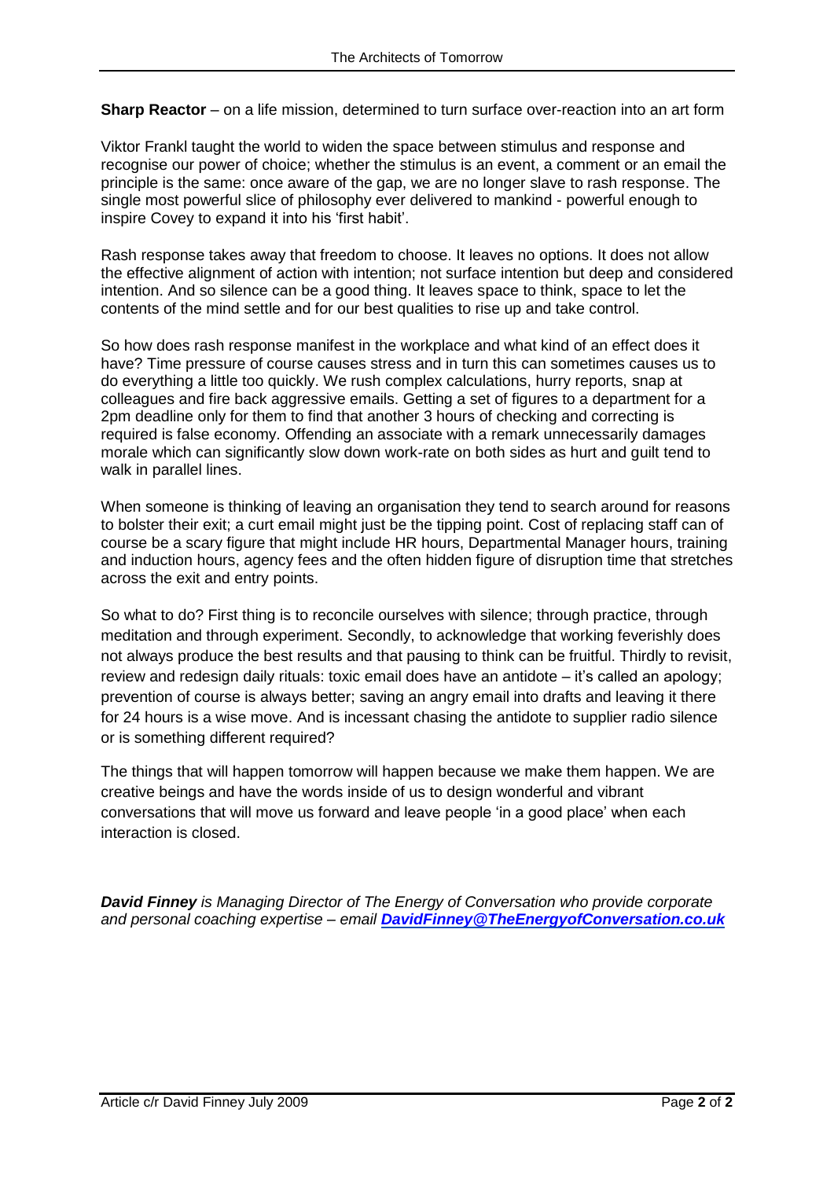**Sharp Reactor** – on a life mission, determined to turn surface over-reaction into an art form

Viktor Frankl taught the world to widen the space between stimulus and response and recognise our power of choice; whether the stimulus is an event, a comment or an email the principle is the same: once aware of the gap, we are no longer slave to rash response. The single most powerful slice of philosophy ever delivered to mankind - powerful enough to inspire Covey to expand it into his 'first habit'.

Rash response takes away that freedom to choose. It leaves no options. It does not allow the effective alignment of action with intention; not surface intention but deep and considered intention. And so silence can be a good thing. It leaves space to think, space to let the contents of the mind settle and for our best qualities to rise up and take control.

So how does rash response manifest in the workplace and what kind of an effect does it have? Time pressure of course causes stress and in turn this can sometimes causes us to do everything a little too quickly. We rush complex calculations, hurry reports, snap at colleagues and fire back aggressive emails. Getting a set of figures to a department for a 2pm deadline only for them to find that another 3 hours of checking and correcting is required is false economy. Offending an associate with a remark unnecessarily damages morale which can significantly slow down work-rate on both sides as hurt and guilt tend to walk in parallel lines.

When someone is thinking of leaving an organisation they tend to search around for reasons to bolster their exit; a curt email might just be the tipping point. Cost of replacing staff can of course be a scary figure that might include HR hours, Departmental Manager hours, training and induction hours, agency fees and the often hidden figure of disruption time that stretches across the exit and entry points.

So what to do? First thing is to reconcile ourselves with silence; through practice, through meditation and through experiment. Secondly, to acknowledge that working feverishly does not always produce the best results and that pausing to think can be fruitful. Thirdly to revisit, review and redesign daily rituals: toxic email does have an antidote – it's called an apology; prevention of course is always better; saving an angry email into drafts and leaving it there for 24 hours is a wise move. And is incessant chasing the antidote to supplier radio silence or is something different required?

The things that will happen tomorrow will happen because we make them happen. We are creative beings and have the words inside of us to design wonderful and vibrant conversations that will move us forward and leave people 'in a good place' when each interaction is closed.

***David Finney** is Managing Director of The Energy of Conversation who provide corporate and personal coaching expertise – email **DavidFinney@TheEnergyofConversation.co.uk***